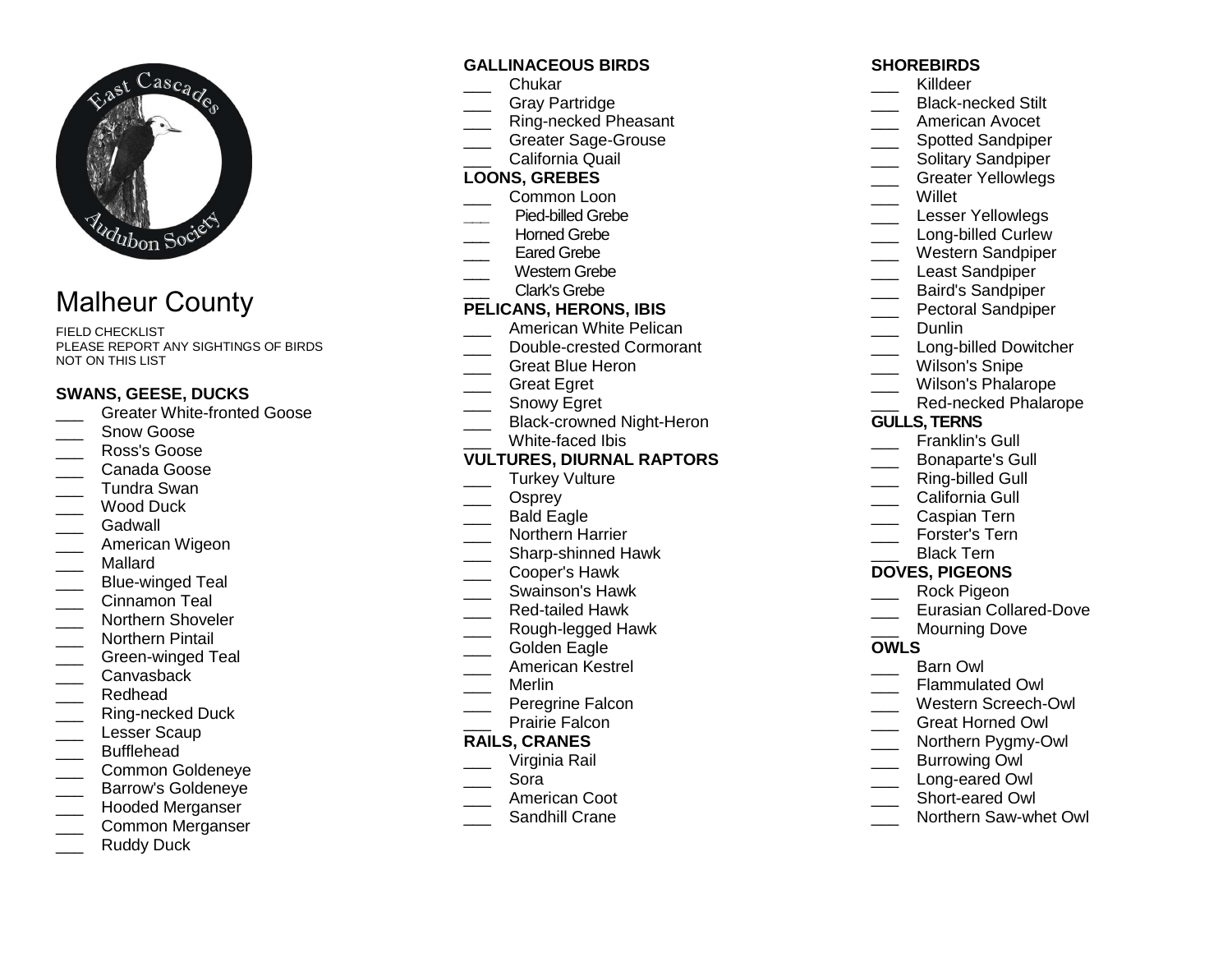# Malheur County

FIELD CHECKLIST
PLEASE REPORT ANY SIGHTINGS OF BIRDS NOT ON THIS LIST

### SWANS, GEESE, DUCKS

- ___ Greater White-fronted Goose
- ___ Snow Goose
- ___ Ross's Goose
- ___ Canada Goose
- ___ Tundra Swan
- ___ Wood Duck
- ___ Gadwall
- ___ American Wigeon
- ___ Mallard
- ___ Blue-winged Teal
- ___ Cinnamon Teal
- ___ Northern Shoveler
- ___ Northern Pintail
- ___ Green-winged Teal
- ___ Canvasback
- ___ Redhead
- ___ Ring-necked Duck
- ___ Lesser Scaup
- ___ Bufflehead
- ___ Common Goldeneye
- ___ Barrow's Goldeneye
- ___ Hooded Merganser
- ___ Common Merganser
- ___ Ruddy Duck

### GALLINACEOUS BIRDS

- ___ Chukar
- ___ Gray Partridge
- ___ Ring-necked Pheasant
- ___ Greater Sage-Grouse
- ___ California Quail

### LOONS, GREBES

- ___ Common Loon
- ___ Pied-billed Grebe
- ___ Horned Grebe
- ___ Eared Grebe
- ___ Western Grebe
- ___ Clark's Grebe

### PELICANS, HERONS, IBIS

- ___ American White Pelican
- ___ Double-crested Cormorant
- ___ Great Blue Heron
- ___ Great Egret
- ___ Snowy Egret
- ___ Black-crowned Night-Heron
- ___ White-faced Ibis

### VULTURES, DIURNAL RAPTORS

- ___ Turkey Vulture
- ___ Osprey
- ___ Bald Eagle
- ___ Northern Harrier
- ___ Sharp-shinned Hawk
- ___ Cooper's Hawk
- ___ Swainson's Hawk
- ___ Red-tailed Hawk
- ___ Rough-legged Hawk
- ___ Golden Eagle
- ___ American Kestrel
- ___ Merlin
- ___ Peregrine Falcon
- ___ Prairie Falcon

### RAILS, CRANES

- ___ Virginia Rail
- ___ Sora
- ___ American Coot
- ___ Sandhill Crane

### SHOREBIRDS

- ___ Killdeer
- ___ Black-necked Stilt
- ___ American Avocet
- ___ Spotted Sandpiper
- ___ Solitary Sandpiper
- ___ Greater Yellowlegs
- ___ Willet
- ___ Lesser Yellowlegs
- ___ Long-billed Curlew
- ___ Western Sandpiper
- ___ Least Sandpiper
- ___ Baird's Sandpiper
- ___ Pectoral Sandpiper
- ___ Dunlin
- ___ Long-billed Dowitcher
- ___ Wilson's Snipe
- ___ Wilson's Phalarope
- ___ Red-necked Phalarope

### GULLS, TERNS

- ___ Franklin's Gull
- ___ Bonaparte's Gull
- ___ Ring-billed Gull
- ___ California Gull
- ___ Caspian Tern
- ___ Forster's Tern
- ___ Black Tern

### DOVES, PIGEONS

- ___ Rock Pigeon
- ___ Eurasian Collared-Dove
- ___ Mourning Dove

### OWLS

- ___ Barn Owl
- ___ Flammulated Owl
- ___ Western Screech-Owl
- ___ Great Horned Owl
- ___ Northern Pygmy-Owl
- ___ Burrowing Owl
- ___ Long-eared Owl
- ___ Short-eared Owl
- ___ Northern Saw-whet Owl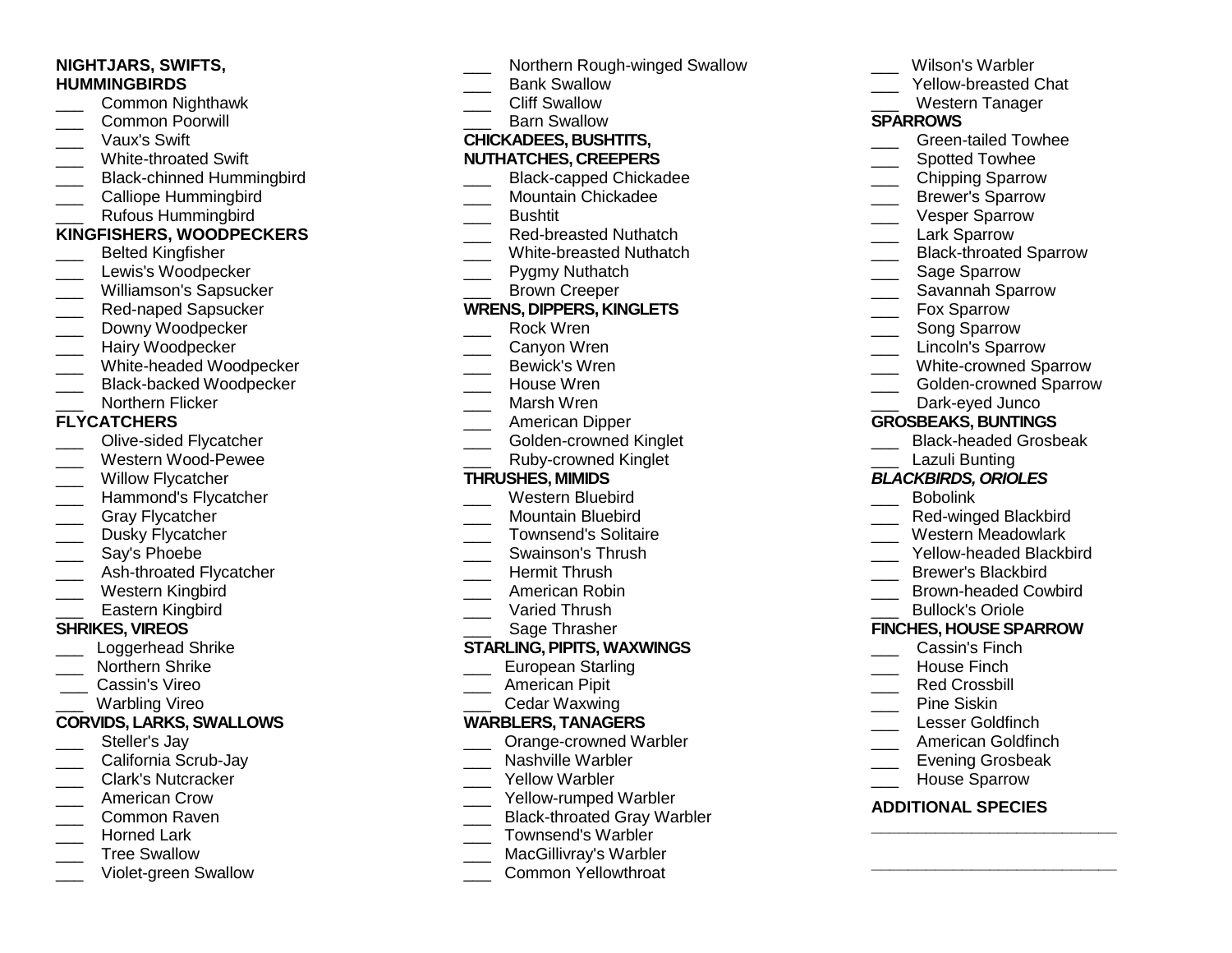**NIGHTJARS, SWIFTS, HUMMINGBIRDS**

___ Common Nighthawk
___ Common Poorwill
___ Vaux's Swift
___ White-throated Swift
___ Black-chinned Hummingbird
___ Calliope Hummingbird
___ Rufous Hummingbird

**KINGFISHERS, WOODPECKERS**

___ Belted Kingfisher
___ Lewis's Woodpecker
___ Williamson's Sapsucker
___ Red-naped Sapsucker
___ Downy Woodpecker
___ Hairy Woodpecker
___ White-headed Woodpecker
___ Black-backed Woodpecker
___ Northern Flicker

**FLYCATCHERS**

___ Olive-sided Flycatcher
___ Western Wood-Pewee
___ Willow Flycatcher
___ Hammond's Flycatcher
___ Gray Flycatcher
___ Dusky Flycatcher
___ Say's Phoebe
___ Ash-throated Flycatcher
___ Western Kingbird
___ Eastern Kingbird

**SHRIKES, VIREOS**

___ Loggerhead Shrike
___ Northern Shrike
___ Cassin's Vireo
___ Warbling Vireo

**CORVIDS, LARKS, SWALLOWS**

___ Steller's Jay
___ California Scrub-Jay
___ Clark's Nutcracker
___ American Crow
___ Common Raven
___ Horned Lark
___ Tree Swallow
___ Violet-green Swallow
___ Northern Rough-winged Swallow
___ Bank Swallow
___ Cliff Swallow
___ Barn Swallow

**CHICKADEES, BUSHTITS, NUTHATCHES, CREEPERS**

___ Black-capped Chickadee
___ Mountain Chickadee
___ Bushtit
___ Red-breasted Nuthatch
___ White-breasted Nuthatch
___ Pygmy Nuthatch
___ Brown Creeper

**WRENS, DIPPERS, KINGLETS**

___ Rock Wren
___ Canyon Wren
___ Bewick's Wren
___ House Wren
___ Marsh Wren
___ American Dipper
___ Golden-crowned Kinglet
___ Ruby-crowned Kinglet

**THRUSHES, MIMIDS**

___ Western Bluebird
___ Mountain Bluebird
___ Townsend's Solitaire
___ Swainson's Thrush
___ Hermit Thrush
___ American Robin
___ Varied Thrush
___ Sage Thrasher

**STARLING, PIPITS, WAXWINGS**

___ European Starling
___ American Pipit
___ Cedar Waxwing

**WARBLERS, TANAGERS**

___ Orange-crowned Warbler
___ Nashville Warbler
___ Yellow Warbler
___ Yellow-rumped Warbler
___ Black-throated Gray Warbler
___ Townsend's Warbler
___ MacGillivray's Warbler
___ Common Yellowthroat
___ Wilson's Warbler
___ Yellow-breasted Chat
___ Western Tanager

**SPARROWS**

___ Green-tailed Towhee
___ Spotted Towhee
___ Chipping Sparrow
___ Brewer's Sparrow
___ Vesper Sparrow
___ Lark Sparrow
___ Black-throated Sparrow
___ Sage Sparrow
___ Savannah Sparrow
___ Fox Sparrow
___ Song Sparrow
___ Lincoln's Sparrow
___ White-crowned Sparrow
___ Golden-crowned Sparrow
___ Dark-eyed Junco

**GROSBEAKS, BUNTINGS**

___ Black-headed Grosbeak
___ Lazuli Bunting

***BLACKBIRDS, ORIOLES***

___ Bobolink
___ Red-winged Blackbird
___ Western Meadowlark
___ Yellow-headed Blackbird
___ Brewer's Blackbird
___ Brown-headed Cowbird
___ Bullock's Oriole

**FINCHES, HOUSE SPARROW**

___ Cassin's Finch
___ House Finch
___ Red Crossbill
___ Pine Siskin
___ Lesser Goldfinch
___ American Goldfinch
___ Evening Grosbeak
___ House Sparrow

**ADDITIONAL SPECIES**

_________________________

_________________________